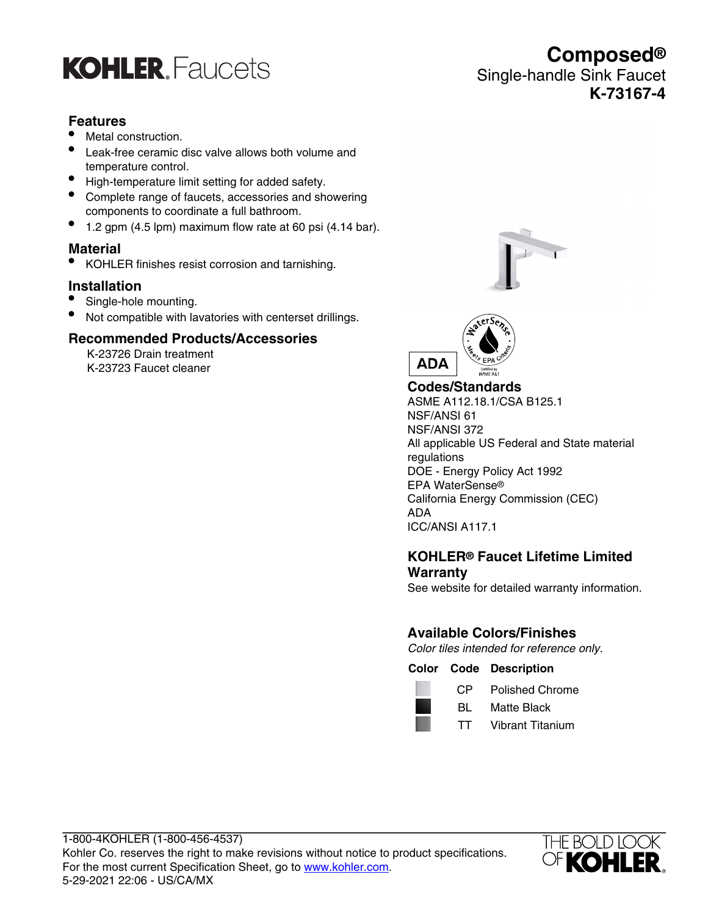# KOHLER. Faucets

## Composed®
Single-handle Sink Faucet
**K-73167-4**

### Features

- Metal construction.
- Leak-free ceramic disc valve allows both volume and temperature control.
- High-temperature limit setting for added safety.
- Complete range of faucets, accessories and showering components to coordinate a full bathroom.
- 1.2 gpm (4.5 lpm) maximum flow rate at 60 psi (4.14 bar).

### Material

- KOHLER finishes resist corrosion and tarnishing.

### Installation

- Single-hole mounting.
- Not compatible with lavatories with centerset drillings.

### Recommended Products/Accessories

K-23726 Drain treatment
K-23723 Faucet cleaner

ADA

### Codes/Standards

ASME A112.18.1/CSA B125.1
NSF/ANSI 61
NSF/ANSI 372
All applicable US Federal and State material regulations
DOE - Energy Policy Act 1992
EPA WaterSense®
California Energy Commission (CEC)
ADA
ICC/ANSI A117.1

### KOHLER® Faucet Lifetime Limited Warranty

See website for detailed warranty information.

### Available Colors/Finishes

*Color tiles intended for reference only.*

| Color | Code | Description |
|---|---|---|
| | CP | Polished Chrome |
| | BL | Matte Black |
| | TT | Vibrant Titanium |

1-800-4KOHLER (1-800-456-4537)
Kohler Co. reserves the right to make revisions without notice to product specifications.
For the most current Specification Sheet, go to www.kohler.com.
5-29-2021 22:06 - US/CA/MX

THE BOLD LOOK OF KOHLER.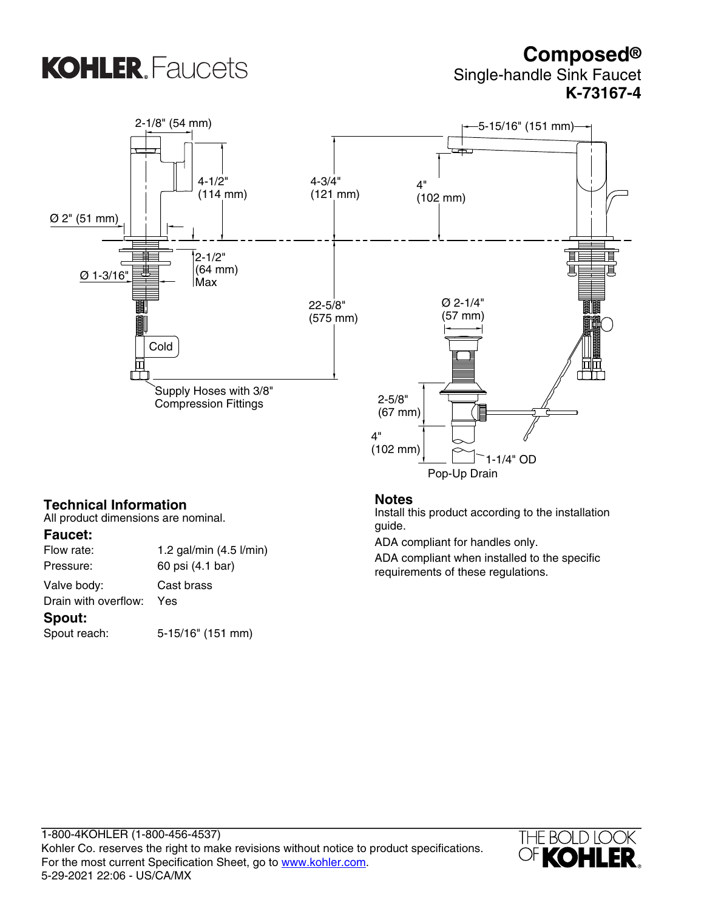# KOHLER Faucets

## Composed®
Single-handle Sink Faucet
**K-73167-4**

2-1/8" (54 mm)

4-1/2"
(114 mm)

Ø 2" (51 mm)

Ø 1-3/16"

2-1/2"
(64 mm)
Max

Cold

Supply Hoses with 3/8"
Compression Fittings

4-3/4"
(121 mm)

22-5/8"
(575 mm)

5-15/16" (151 mm)

4"
(102 mm)

Ø 2-1/4"
(57 mm)

2-5/8"
(67 mm)

4"
(102 mm)

1-1/4" OD

Pop-Up Drain

## Technical Information
All product dimensions are nominal.

### Faucet:

| | |
|---|---|
| Flow rate: | 1.2 gal/min (4.5 l/min) |
| Pressure: | 60 psi (4.1 bar) |
| Valve body: | Cast brass |
| Drain with overflow: | Yes |

### Spout:

| | |
|---|---|
| Spout reach: | 5-15/16" (151 mm) |

## Notes
Install this product according to the installation guide.

ADA compliant for handles only.

ADA compliant when installed to the specific requirements of these regulations.

1-800-4KOHLER (1-800-456-4537)
Kohler Co. reserves the right to make revisions without notice to product specifications.
For the most current Specification Sheet, go to www.kohler.com.
5-29-2021 22:06 - US/CA/MX

THE BOLD LOOK OF KOHLER.